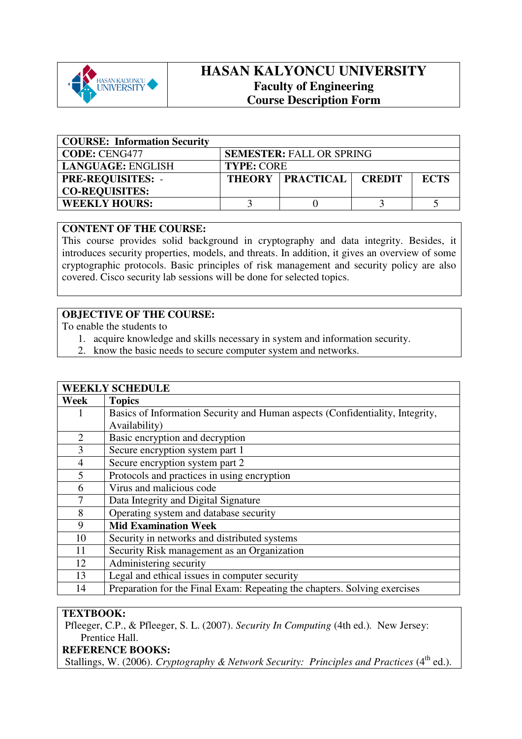# HASAN KALYONCU UNIVERSITY
## Faculty of Engineering
## Course Description Form

| **COURSE: Information Security** | | | | |
|---|---|---|---|---|
| **CODE:** CENG477 | **SEMESTER:** FALL OR SPRING | | | |
| **LANGUAGE:** ENGLISH | **TYPE:** CORE | | | |
| **PRE-REQUISITES:** - <br> **CO-REQUISITES:** | **THEORY** | **PRACTICAL** | **CREDIT** | **ECTS** |
| **WEEKLY HOURS:** | 3 | 0 | 3 | 5 |

**CONTENT OF THE COURSE:**

This course provides solid background in cryptography and data integrity. Besides, it introduces security properties, models, and threats. In addition, it gives an overview of some cryptographic protocols. Basic principles of risk management and security policy are also covered. Cisco security lab sessions will be done for selected topics.

**OBJECTIVE OF THE COURSE:**

To enable the students to

1. acquire knowledge and skills necessary in system and information security.
2. know the basic needs to secure computer system and networks.

| **WEEKLY SCHEDULE** | |
|---|---|
| **Week** | **Topics** |
| 1 | Basics of Information Security and Human aspects (Confidentiality, Integrity, Availability) |
| 2 | Basic encryption and decryption |
| 3 | Secure encryption system part 1 |
| 4 | Secure encryption system part 2 |
| 5 | Protocols and practices in using encryption |
| 6 | Virus and malicious code |
| 7 | Data Integrity and Digital Signature |
| 8 | Operating system and database security |
| 9 | **Mid Examination Week** |
| 10 | Security in networks and distributed systems |
| 11 | Security Risk management as an Organization |
| 12 | Administering security |
| 13 | Legal and ethical issues in computer security |
| 14 | Preparation for the Final Exam: Repeating the chapters. Solving exercises |

**TEXTBOOK:**

Pfleeger, C.P., & Pfleeger, S. L. (2007). *Security In Computing* (4th ed.). New Jersey: Prentice Hall.

**REFERENCE BOOKS:**

Stallings, W. (2006). *Cryptography & Network Security: Principles and Practices* (4th ed.).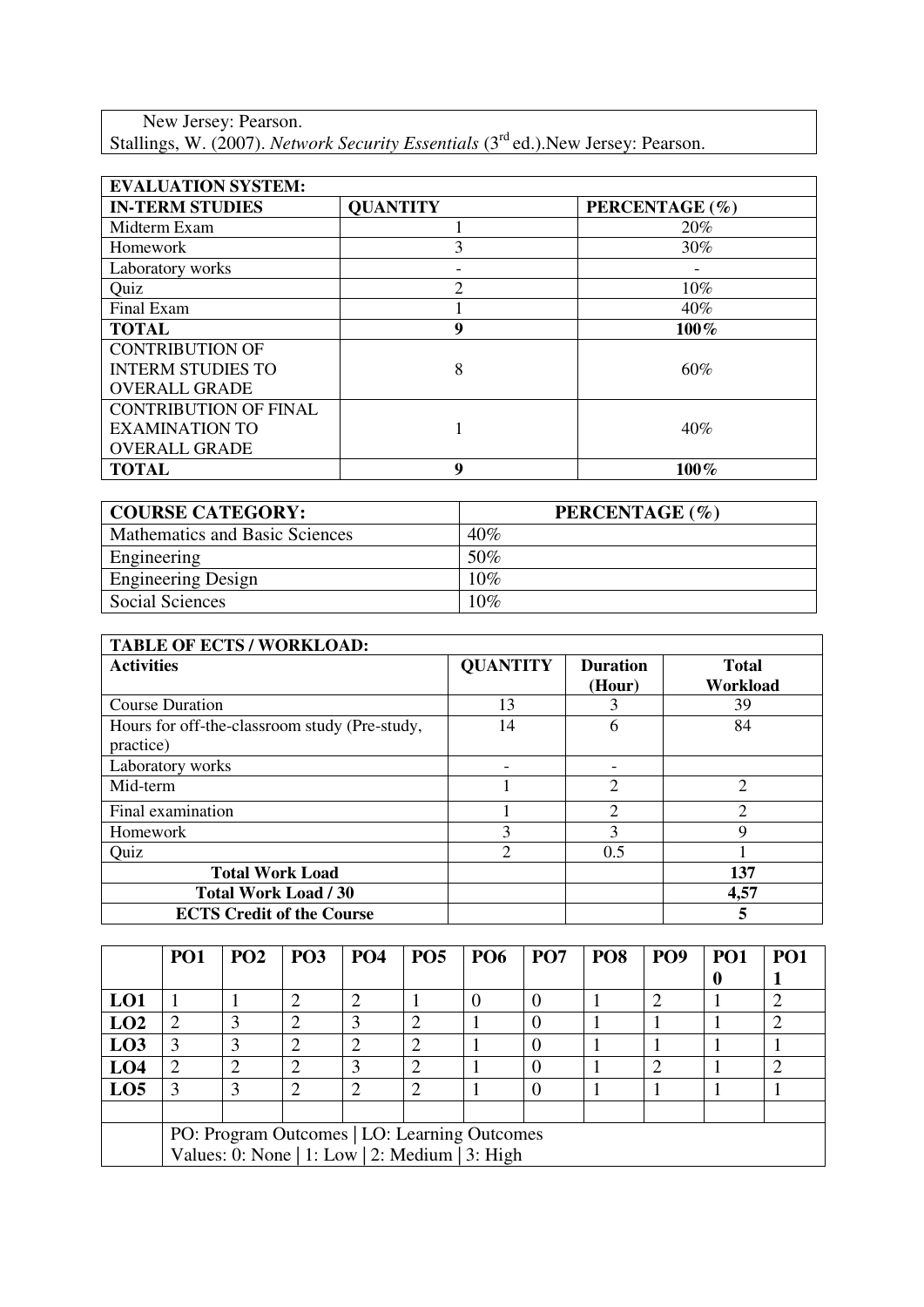New Jersey: Pearson.
Stallings, W. (2007). *Network Security Essentials* (3rd ed.).New Jersey: Pearson.

| EVALUATION SYSTEM: | | |
|---|---|---|
| **IN-TERM STUDIES** | **QUANTITY** | **PERCENTAGE (%)** |
| Midterm Exam | 1 | 20% |
| Homework | 3 | 30% |
| Laboratory works | - | - |
| Quiz | 2 | 10% |
| Final Exam | 1 | 40% |
| **TOTAL** | **9** | **100%** |
| CONTRIBUTION OF INTERM STUDIES TO OVERALL GRADE | 8 | 60% |
| CONTRIBUTION OF FINAL EXAMINATION TO OVERALL GRADE | 1 | 40% |
| **TOTAL** | **9** | **100%** |

| COURSE CATEGORY: | PERCENTAGE (%) |
|---|---|
| Mathematics and Basic Sciences | 40% |
| Engineering | 50% |
| Engineering Design | 10% |
| Social Sciences | 10% |

| TABLE OF ECTS / WORKLOAD: | | | |
|---|---|---|---|
| **Activities** | **QUANTITY** | **Duration (Hour)** | **Total Workload** |
| Course Duration | 13 | 3 | 39 |
| Hours for off-the-classroom study (Pre-study, practice) | 14 | 6 | 84 |
| Laboratory works | - | - | |
| Mid-term | 1 | 2 | 2 |
| Final examination | 1 | 2 | 2 |
| Homework | 3 | 3 | 9 |
| Quiz | 2 | 0.5 | 1 |
| **Total Work Load** | | | **137** |
| **Total Work Load / 30** | | | **4,57** |
| **ECTS Credit of the Course** | | | **5** |

| | PO1 | PO2 | PO3 | PO4 | PO5 | PO6 | PO7 | PO8 | PO9 | PO10 | PO11 |
|---|---|---|---|---|---|---|---|---|---|---|---|
| **LO1** | 1 | 1 | 2 | 2 | 1 | 0 | 0 | 1 | 2 | 1 | 2 |
| **LO2** | 2 | 3 | 2 | 3 | 2 | 1 | 0 | 1 | 1 | 1 | 2 |
| **LO3** | 3 | 3 | 2 | 2 | 2 | 1 | 0 | 1 | 1 | 1 | 1 |
| **LO4** | 2 | 2 | 2 | 3 | 2 | 1 | 0 | 1 | 2 | 1 | 2 |
| **LO5** | 3 | 3 | 2 | 2 | 2 | 1 | 0 | 1 | 1 | 1 | 1 |
| | | | | | | | | | | | |
| | PO: Program Outcomes \| LO: Learning Outcomes<br>Values: 0: None \| 1: Low \| 2: Medium \| 3: High | | | | | | | | | | |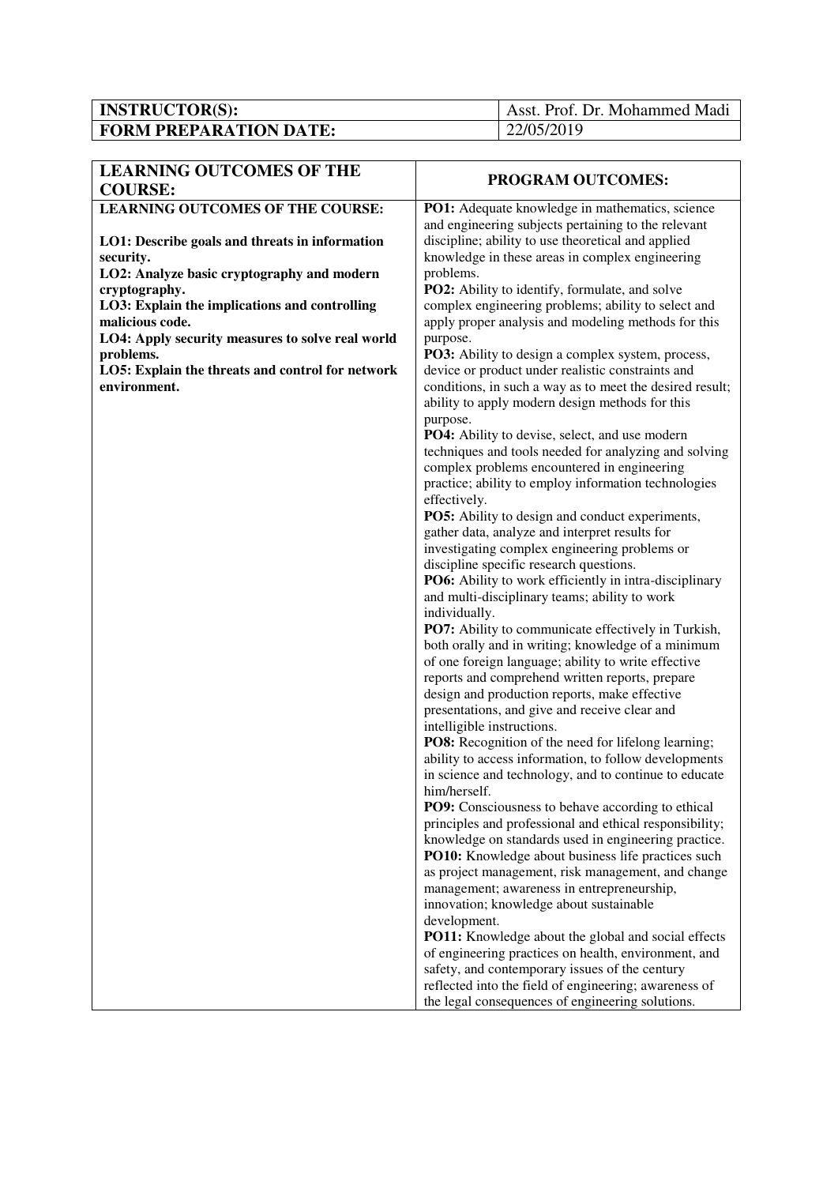| | |
|---|---|
| **INSTRUCTOR(S):** | Asst. Prof. Dr. Mohammed Madi |
| **FORM PREPARATION DATE:** | 22/05/2019 |

| **LEARNING OUTCOMES OF THE COURSE:** | **PROGRAM OUTCOMES:** |
|---|---|
| **LEARNING OUTCOMES OF THE COURSE:**<br><br>**LO1: Describe goals and threats in information security.**<br>**LO2: Analyze basic cryptography and modern cryptography.**<br>**LO3: Explain the implications and controlling malicious code.**<br>**LO4: Apply security measures to solve real world problems.**<br>**LO5: Explain the threats and control for network environment.** | **PO1:** Adequate knowledge in mathematics, science and engineering subjects pertaining to the relevant discipline; ability to use theoretical and applied knowledge in these areas in complex engineering problems.<br>**PO2:** Ability to identify, formulate, and solve complex engineering problems; ability to select and apply proper analysis and modeling methods for this purpose.<br>**PO3:** Ability to design a complex system, process, device or product under realistic constraints and conditions, in such a way as to meet the desired result; ability to apply modern design methods for this purpose.<br>**PO4:** Ability to devise, select, and use modern techniques and tools needed for analyzing and solving complex problems encountered in engineering practice; ability to employ information technologies effectively.<br>**PO5:** Ability to design and conduct experiments, gather data, analyze and interpret results for investigating complex engineering problems or discipline specific research questions.<br>**PO6:** Ability to work efficiently in intra-disciplinary and multi-disciplinary teams; ability to work individually.<br>**PO7:** Ability to communicate effectively in Turkish, both orally and in writing; knowledge of a minimum of one foreign language; ability to write effective reports and comprehend written reports, prepare design and production reports, make effective presentations, and give and receive clear and intelligible instructions.<br>**PO8:** Recognition of the need for lifelong learning; ability to access information, to follow developments in science and technology, and to continue to educate him/herself.<br>**PO9:** Consciousness to behave according to ethical principles and professional and ethical responsibility; knowledge on standards used in engineering practice.<br>**PO10:** Knowledge about business life practices such as project management, risk management, and change management; awareness in entrepreneurship, innovation; knowledge about sustainable development.<br>**PO11:** Knowledge about the global and social effects of engineering practices on health, environment, and safety, and contemporary issues of the century reflected into the field of engineering; awareness of the legal consequences of engineering solutions. |